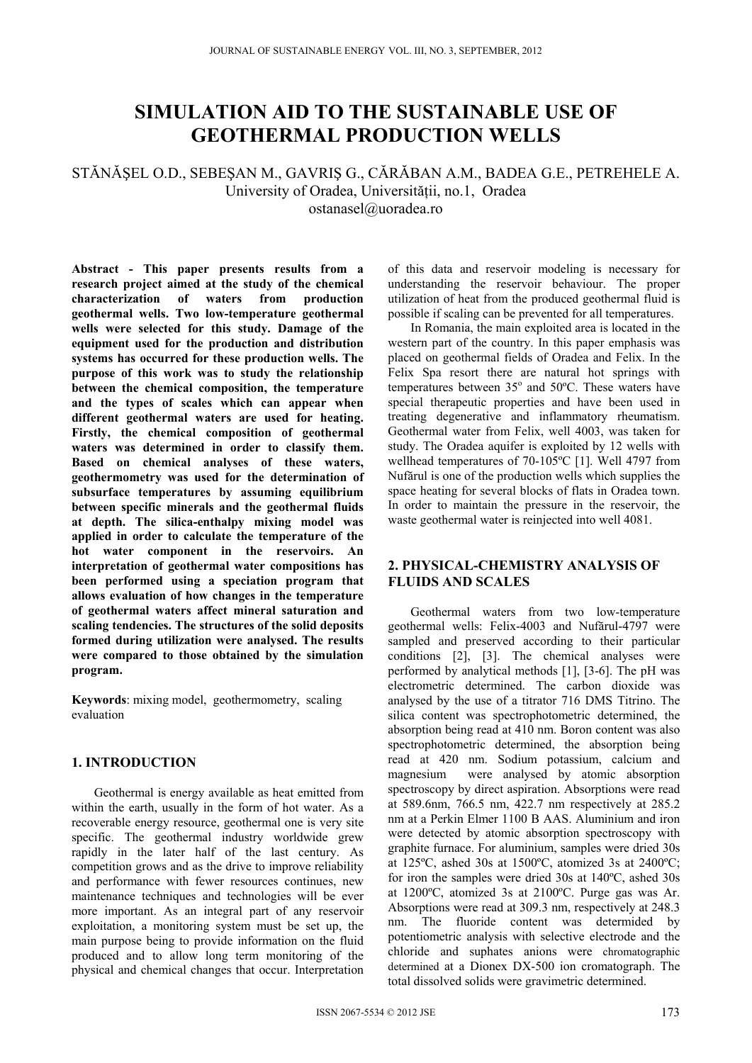# SIMULATION AID TO THE SUSTAINABLE USE OF GEOTHERMAL PRODUCTION WELLS

STĂNĂŞEL O.D., SEBEŞAN M., GAVRIŞ G., CĂRĂBAN A.M., BADEA G.E., PETREHELE A.
University of Oradea, Universităţii, no.1, Oradea
ostanasel@uoradea.ro

**Abstract - This paper presents results from a research project aimed at the study of the chemical characterization of waters from production geothermal wells. Two low-temperature geothermal wells were selected for this study. Damage of the equipment used for the production and distribution systems has occurred for these production wells. The purpose of this work was to study the relationship between the chemical composition, the temperature and the types of scales which can appear when different geothermal waters are used for heating. Firstly, the chemical composition of geothermal waters was determined in order to classify them. Based on chemical analyses of these waters, geothermometry was used for the determination of subsurface temperatures by assuming equilibrium between specific minerals and the geothermal fluids at depth. The silica-enthalpy mixing model was applied in order to calculate the temperature of the hot water component in the reservoirs. An interpretation of geothermal water compositions has been performed using a speciation program that allows evaluation of how changes in the temperature of geothermal waters affect mineral saturation and scaling tendencies. The structures of the solid deposits formed during utilization were analysed. The results were compared to those obtained by the simulation program.**

**Keywords**: mixing model, geothermometry, scaling evaluation

## 1. INTRODUCTION

Geothermal is energy available as heat emitted from within the earth, usually in the form of hot water. As a recoverable energy resource, geothermal one is very site specific. The geothermal industry worldwide grew rapidly in the later half of the last century. As competition grows and as the drive to improve reliability and performance with fewer resources continues, new maintenance techniques and technologies will be ever more important. As an integral part of any reservoir exploitation, a monitoring system must be set up, the main purpose being to provide information on the fluid produced and to allow long term monitoring of the physical and chemical changes that occur. Interpretation of this data and reservoir modeling is necessary for understanding the reservoir behaviour. The proper utilization of heat from the produced geothermal fluid is possible if scaling can be prevented for all temperatures.

In Romania, the main exploited area is located in the western part of the country. In this paper emphasis was placed on geothermal fields of Oradea and Felix. In the Felix Spa resort there are natural hot springs with temperatures between 35$^o$ and 50ºC. These waters have special therapeutic properties and have been used in treating degenerative and inflammatory rheumatism. Geothermal water from Felix, well 4003, was taken for study. The Oradea aquifer is exploited by 12 wells with wellhead temperatures of 70-105ºC [1]. Well 4797 from Nufărul is one of the production wells which supplies the space heating for several blocks of flats in Oradea town. In order to maintain the pressure in the reservoir, the waste geothermal water is reinjected into well 4081.

## 2. PHYSICAL-CHEMISTRY ANALYSIS OF FLUIDS AND SCALES

Geothermal waters from two low-temperature geothermal wells: Felix-4003 and Nufărul-4797 were sampled and preserved according to their particular conditions [2], [3]. The chemical analyses were performed by analytical methods [1], [3-6]. The pH was electrometric determined. The carbon dioxide was analysed by the use of a titrator 716 DMS Titrino. The silica content was spectrophotometric determined, the absorption being read at 410 nm. Boron content was also spectrophotometric determined, the absorption being read at 420 nm. Sodium potassium, calcium and magnesium were analysed by atomic absorption spectroscopy by direct aspiration. Absorptions were read at 589.6nm, 766.5 nm, 422.7 nm respectively at 285.2 nm at a Perkin Elmer 1100 B AAS. Aluminium and iron were detected by atomic absorption spectroscopy with graphite furnace. For aluminium, samples were dried 30s at 125ºC, ashed 30s at 1500ºC, atomized 3s at 2400ºC; for iron the samples were dried 30s at 140ºC, ashed 30s at 1200ºC, atomized 3s at 2100ºC. Purge gas was Ar. Absorptions were read at 309.3 nm, respectively at 248.3 nm. The fluoride content was determided by potentiometric analysis with selective electrode and the chloride and suphates anions were chromatographic determined at a Dionex DX-500 ion cromatograph. The total dissolved solids were gravimetric determined.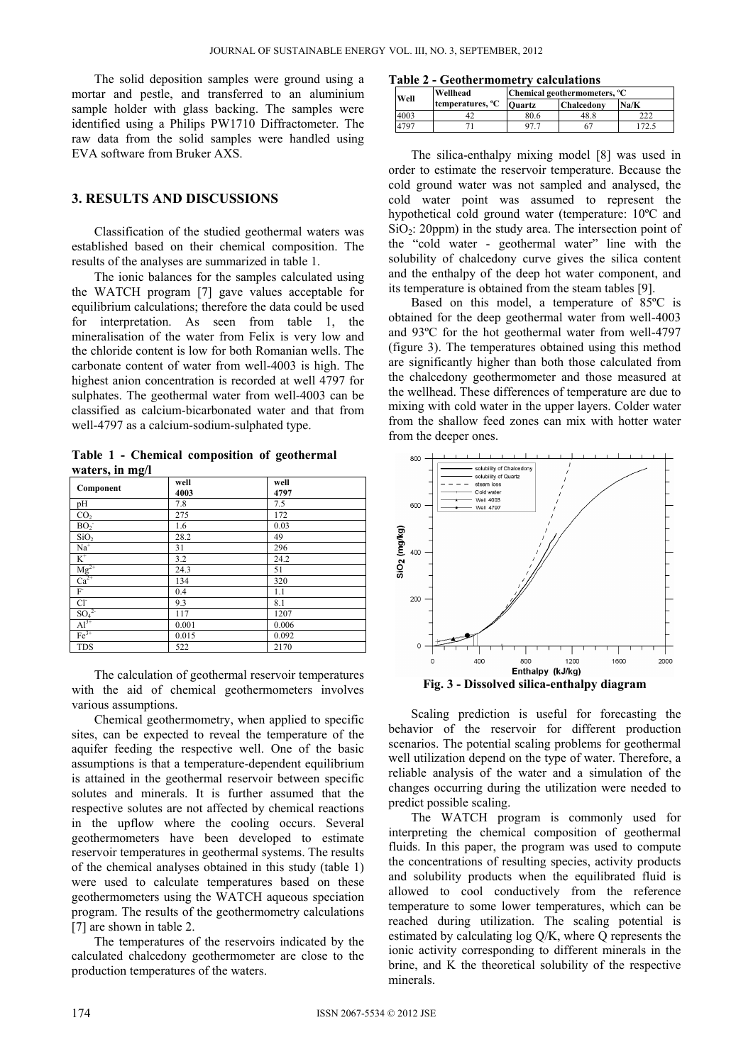The solid deposition samples were ground using a mortar and pestle, and transferred to an aluminium sample holder with glass backing. The samples were identified using a Philips PW1710 Diffractometer. The raw data from the solid samples were handled using EVA software from Bruker AXS.

## 3. RESULTS AND DISCUSSIONS

Classification of the studied geothermal waters was established based on their chemical composition. The results of the analyses are summarized in table 1.

The ionic balances for the samples calculated using the WATCH program [7] gave values acceptable for equilibrium calculations; therefore the data could be used for interpretation. As seen from table 1, the mineralisation of the water from Felix is very low and the chloride content is low for both Romanian wells. The carbonate content of water from well-4003 is high. The highest anion concentration is recorded at well 4797 for sulphates. The geothermal water from well-4003 can be classified as calcium-bicarbonated water and that from well-4797 as a calcium-sodium-sulphated type.

**Table 1 - Chemical composition of geothermal waters, in mg/l**

| Component | well 4003 | well 4797 |
|---|---|---|
| pH | 7.8 | 7.5 |
| $CO_2$ | 275 | 172 |
| $BO_2^-$ | 1.6 | 0.03 |
| $SiO_2$ | 28.2 | 49 |
| $Na^+$ | 31 | 296 |
| $K^+$ | 3.2 | 24.2 |
| $Mg^{2+}$ | 24.3 | 51 |
| $Ca^{2+}$ | 134 | 320 |
| $F^-$ | 0.4 | 1.1 |
| $Cl^-$ | 9.3 | 8.1 |
| $SO_4^{2-}$ | 117 | 1207 |
| $Al^{3+}$ | 0.001 | 0.006 |
| $Fe^{3+}$ | 0.015 | 0.092 |
| TDS | 522 | 2170 |

The calculation of geothermal reservoir temperatures with the aid of chemical geothermometers involves various assumptions.

Chemical geothermometry, when applied to specific sites, can be expected to reveal the temperature of the aquifer feeding the respective well. One of the basic assumptions is that a temperature-dependent equilibrium is attained in the geothermal reservoir between specific solutes and minerals. It is further assumed that the respective solutes are not affected by chemical reactions in the upflow where the cooling occurs. Several geothermometers have been developed to estimate reservoir temperatures in geothermal systems. The results of the chemical analyses obtained in this study (table 1) were used to calculate temperatures based on these geothermometers using the WATCH aqueous speciation program. The results of the geothermometry calculations [7] are shown in table 2.

The temperatures of the reservoirs indicated by the calculated chalcedony geothermometer are close to the production temperatures of the waters.

**Table 2 - Geothermometry calculations**

| Well | Wellhead temperatures, ºC | Chemical geothermometers, ºC | | |
|---|---|---|---|---|
| | | Quartz | Chalcedony | Na/K |
| 4003 | 42 | 80.6 | 48.8 | 222 |
| 4797 | 71 | 97.7 | 67 | 172.5 |

The silica-enthalpy mixing model [8] was used in order to estimate the reservoir temperature. Because the cold ground water was not sampled and analysed, the cold water point was assumed to represent the hypothetical cold ground water (temperature: 10ºC and $SiO_2$: 20ppm) in the study area. The intersection point of the "cold water - geothermal water" line with the solubility of chalcedony curve gives the silica content and the enthalpy of the deep hot water component, and its temperature is obtained from the steam tables [9].

Based on this model, a temperature of 85ºC is obtained for the deep geothermal water from well-4003 and 93ºC for the hot geothermal water from well-4797 (figure 3). The temperatures obtained using this method are significantly higher than both those calculated from the chalcedony geothermometer and those measured at the wellhead. These differences of temperature are due to mixing with cold water in the upper layers. Colder water from the shallow feed zones can mix with hotter water from the deeper ones.

**Fig. 3 - Dissolved silica-enthalpy diagram**

Scaling prediction is useful for forecasting the behavior of the reservoir for different production scenarios. The potential scaling problems for geothermal well utilization depend on the type of water. Therefore, a reliable analysis of the water and a simulation of the changes occurring during the utilization were needed to predict possible scaling.

The WATCH program is commonly used for interpreting the chemical composition of geothermal fluids. In this paper, the program was used to compute the concentrations of resulting species, activity products and solubility products when the equilibrated fluid is allowed to cool conductively from the reference temperature to some lower temperatures, which can be reached during utilization. The scaling potential is estimated by calculating log Q/K, where Q represents the ionic activity corresponding to different minerals in the brine, and K the theoretical solubility of the respective minerals.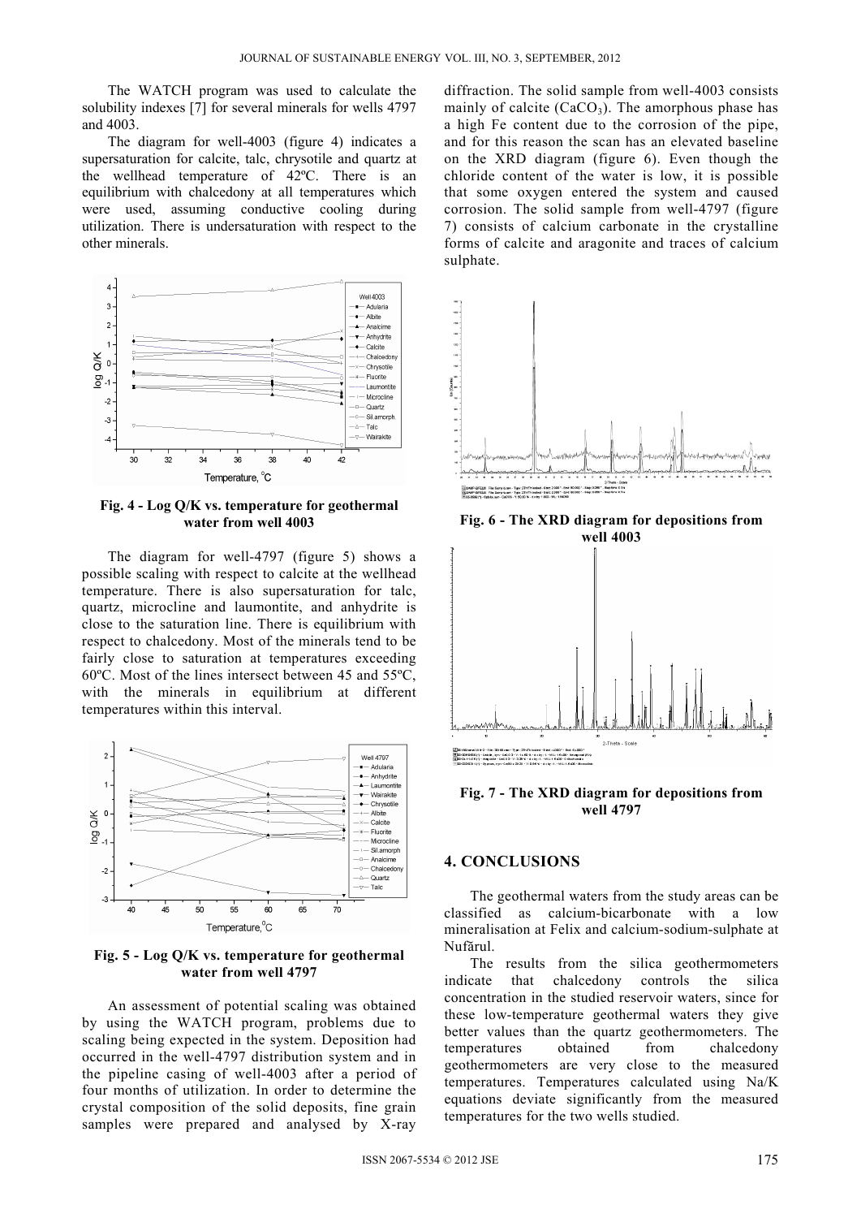The WATCH program was used to calculate the solubility indexes [7] for several minerals for wells 4797 and 4003.

The diagram for well-4003 (figure 4) indicates a supersaturation for calcite, talc, chrysotile and quartz at the wellhead temperature of 42ºC. There is an equilibrium with chalcedony at all temperatures which were used, assuming conductive cooling during utilization. There is undersaturation with respect to the other minerals.

**Fig. 4 - Log Q/K vs. temperature for geothermal water from well 4003**

The diagram for well-4797 (figure 5) shows a possible scaling with respect to calcite at the wellhead temperature. There is also supersaturation for talc, quartz, microcline and laumontite, and anhydrite is close to the saturation line. There is equilibrium with respect to chalcedony. Most of the minerals tend to be fairly close to saturation at temperatures exceeding 60ºC. Most of the lines intersect between 45 and 55ºC, with the minerals in equilibrium at different temperatures within this interval.

**Fig. 5 - Log Q/K vs. temperature for geothermal water from well 4797**

An assessment of potential scaling was obtained by using the WATCH program, problems due to scaling being expected in the system. Deposition had occurred in the well-4797 distribution system and in the pipeline casing of well-4003 after a period of four months of utilization. In order to determine the crystal composition of the solid deposits, fine grain samples were prepared and analysed by X-ray diffraction. The solid sample from well-4003 consists mainly of calcite ($CaCO_3$). The amorphous phase has a high Fe content due to the corrosion of the pipe, and for this reason the scan has an elevated baseline on the XRD diagram (figure 6). Even though the chloride content of the water is low, it is possible that some oxygen entered the system and caused corrosion. The solid sample from well-4797 (figure 7) consists of calcium carbonate in the crystalline forms of calcite and aragonite and traces of calcium sulphate.

**Fig. 6 - The XRD diagram for depositions from well 4003**

**Fig. 7 - The XRD diagram for depositions from well 4797**

## 4. CONCLUSIONS

The geothermal waters from the study areas can be classified as calcium-bicarbonate with a low mineralisation at Felix and calcium-sodium-sulphate at Nufărul.

The results from the silica geothermometers indicate that chalcedony controls the silica concentration in the studied reservoir waters, since for these low-temperature geothermal waters they give better values than the quartz geothermometers. The temperatures obtained from chalcedony geothermometers are very close to the measured temperatures. Temperatures calculated using Na/K equations deviate significantly from the measured temperatures for the two wells studied.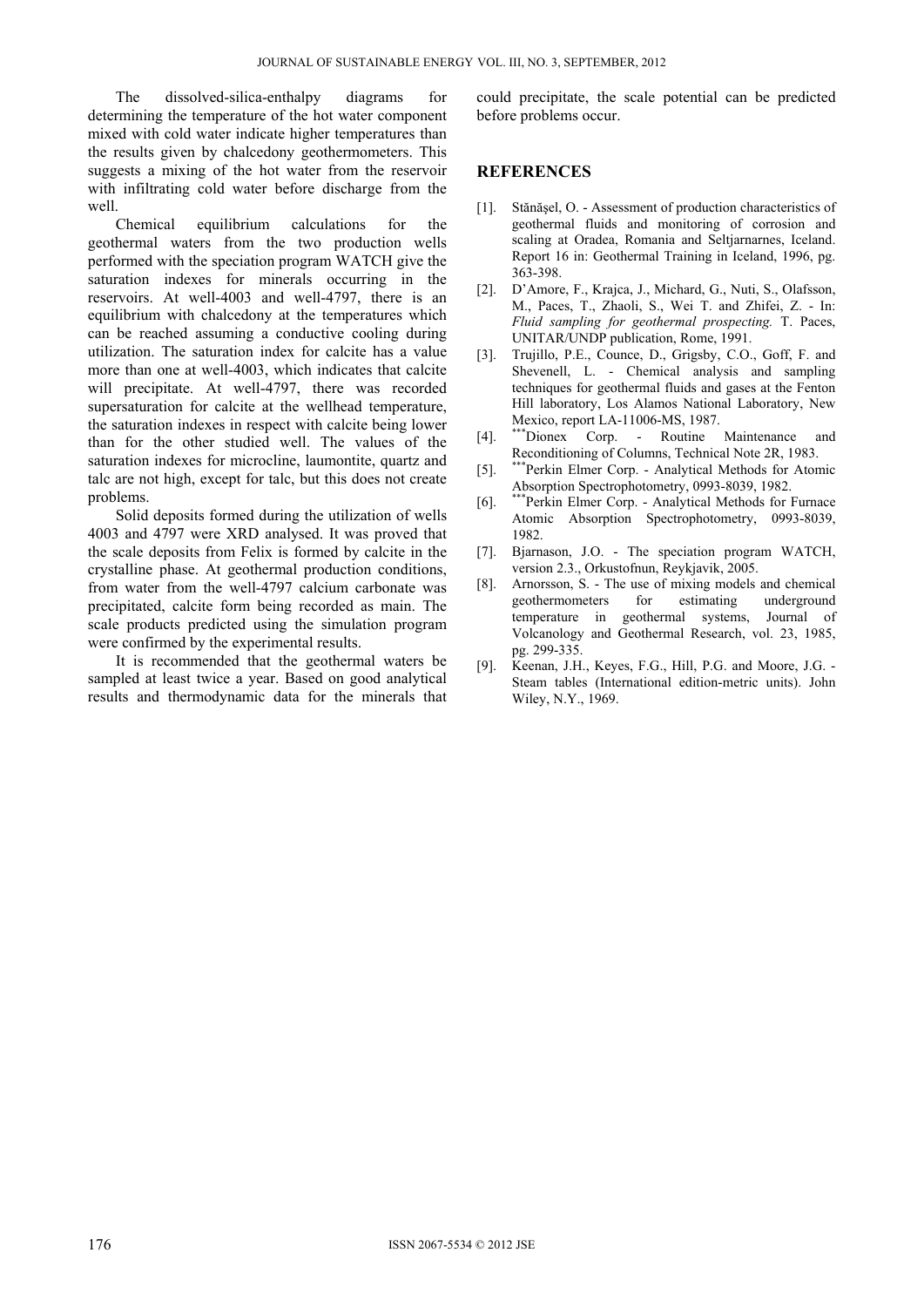The dissolved-silica-enthalpy diagrams for determining the temperature of the hot water component mixed with cold water indicate higher temperatures than the results given by chalcedony geothermometers. This suggests a mixing of the hot water from the reservoir with infiltrating cold water before discharge from the well.

Chemical equilibrium calculations for the geothermal waters from the two production wells performed with the speciation program WATCH give the saturation indexes for minerals occurring in the reservoirs. At well-4003 and well-4797, there is an equilibrium with chalcedony at the temperatures which can be reached assuming a conductive cooling during utilization. The saturation index for calcite has a value more than one at well-4003, which indicates that calcite will precipitate. At well-4797, there was recorded supersaturation for calcite at the wellhead temperature, the saturation indexes in respect with calcite being lower than for the other studied well. The values of the saturation indexes for microcline, laumontite, quartz and talc are not high, except for talc, but this does not create problems.

Solid deposits formed during the utilization of wells 4003 and 4797 were XRD analysed. It was proved that the scale deposits from Felix is formed by calcite in the crystalline phase. At geothermal production conditions, from water from the well-4797 calcium carbonate was precipitated, calcite form being recorded as main. The scale products predicted using the simulation program were confirmed by the experimental results.

It is recommended that the geothermal waters be sampled at least twice a year. Based on good analytical results and thermodynamic data for the minerals that could precipitate, the scale potential can be predicted before problems occur.

## REFERENCES

[1]. Stănăşel, O. - Assessment of production characteristics of geothermal fluids and monitoring of corrosion and scaling at Oradea, Romania and Seltjarnarnes, Iceland. Report 16 in: Geothermal Training in Iceland, 1996, pg. 363-398.

[2]. D'Amore, F., Krajca, J., Michard, G., Nuti, S., Olafsson, M., Paces, T., Zhaoli, S., Wei T. and Zhifei, Z. - In: *Fluid sampling for geothermal prospecting.* T. Paces, UNITAR/UNDP publication, Rome, 1991.

[3]. Trujillo, P.E., Counce, D., Grigsby, C.O., Goff, F. and Shevenell, L. - Chemical analysis and sampling techniques for geothermal fluids and gases at the Fenton Hill laboratory, Los Alamos National Laboratory, New Mexico, report LA-11006-MS, 1987.

[4]. ***Dionex Corp. - Routine Maintenance and Reconditioning of Columns, Technical Note 2R, 1983.

[5]. ***Perkin Elmer Corp. - Analytical Methods for Atomic Absorption Spectrophotometry, 0993-8039, 1982.

[6]. ***Perkin Elmer Corp. - Analytical Methods for Furnace Atomic Absorption Spectrophotometry, 0993-8039, 1982.

[7]. Bjarnason, J.O. - The speciation program WATCH, version 2.3., Orkustofnun, Reykjavik, 2005.

[8]. Arnorsson, S. - The use of mixing models and chemical geothermometers for estimating underground temperature in geothermal systems, Journal of Volcanology and Geothermal Research, vol. 23, 1985, pg. 299-335.

[9]. Keenan, J.H., Keyes, F.G., Hill, P.G. and Moore, J.G. - Steam tables (International edition-metric units). John Wiley, N.Y., 1969.